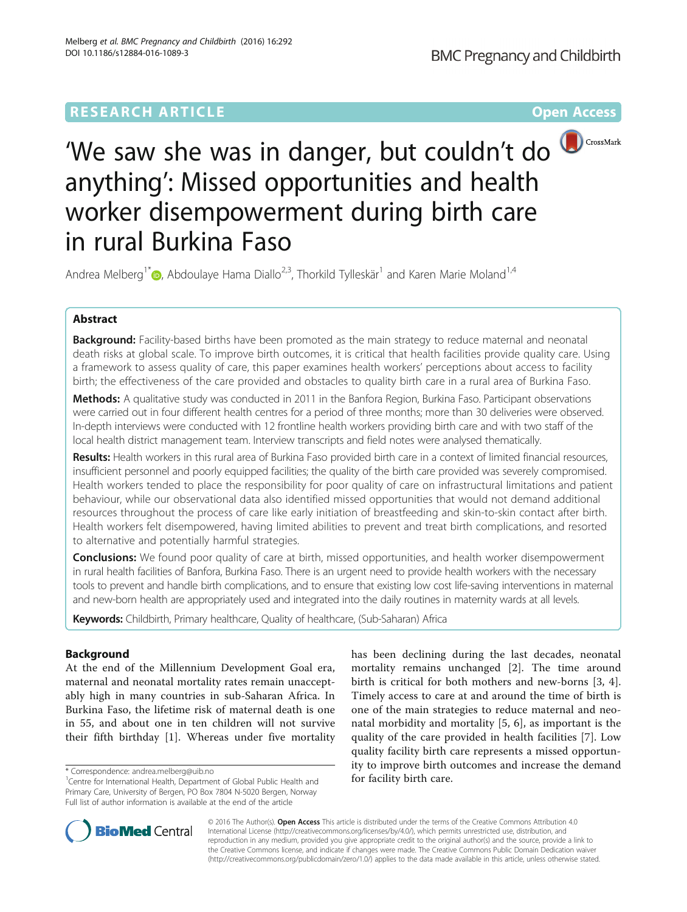RESEARCH ARTICLE

Open Access

# 'We saw she was in danger, but couldn't do anything': Missed opportunities and health worker disempowerment during birth care in rural Burkina Faso

Andrea Melberg[1*], Abdoulaye Hama Diallo[2,3], Thorkild Tylleskär[1] and Karen Marie Moland[1,4]

## Abstract

**Background:** Facility-based births have been promoted as the main strategy to reduce maternal and neonatal death risks at global scale. To improve birth outcomes, it is critical that health facilities provide quality care. Using a framework to assess quality of care, this paper examines health workers' perceptions about access to facility birth; the effectiveness of the care provided and obstacles to quality birth care in a rural area of Burkina Faso.

**Methods:** A qualitative study was conducted in 2011 in the Banfora Region, Burkina Faso. Participant observations were carried out in four different health centres for a period of three months; more than 30 deliveries were observed. In-depth interviews were conducted with 12 frontline health workers providing birth care and with two staff of the local health district management team. Interview transcripts and field notes were analysed thematically.

**Results:** Health workers in this rural area of Burkina Faso provided birth care in a context of limited financial resources, insufficient personnel and poorly equipped facilities; the quality of the birth care provided was severely compromised. Health workers tended to place the responsibility for poor quality of care on infrastructural limitations and patient behaviour, while our observational data also identified missed opportunities that would not demand additional resources throughout the process of care like early initiation of breastfeeding and skin-to-skin contact after birth. Health workers felt disempowered, having limited abilities to prevent and treat birth complications, and resorted to alternative and potentially harmful strategies.

**Conclusions:** We found poor quality of care at birth, missed opportunities, and health worker disempowerment in rural health facilities of Banfora, Burkina Faso. There is an urgent need to provide health workers with the necessary tools to prevent and handle birth complications, and to ensure that existing low cost life-saving interventions in maternal and new-born health are appropriately used and integrated into the daily routines in maternity wards at all levels.

**Keywords:** Childbirth, Primary healthcare, Quality of healthcare, (Sub-Saharan) Africa

## Background

At the end of the Millennium Development Goal era, maternal and neonatal mortality rates remain unacceptably high in many countries in sub-Saharan Africa. In Burkina Faso, the lifetime risk of maternal death is one in 55, and about one in ten children will not survive their fifth birthday [1]. Whereas under five mortality has been declining during the last decades, neonatal mortality remains unchanged [2]. The time around birth is critical for both mothers and new-borns [3, 4]. Timely access to care at and around the time of birth is one of the main strategies to reduce maternal and neonatal morbidity and mortality [5, 6], as important is the quality of the care provided in health facilities [7]. Low quality facility birth care represents a missed opportunity to improve birth outcomes and increase the demand for facility birth care.

\* Correspondence: andrea.melberg@uib.no

[1]Centre for International Health, Department of Global Public Health and Primary Care, University of Bergen, PO Box 7804 N-5020 Bergen, Norway

Full list of author information is available at the end of the article

© 2016 The Author(s). **Open Access** This article is distributed under the terms of the Creative Commons Attribution 4.0 International License (http://creativecommons.org/licenses/by/4.0/), which permits unrestricted use, distribution, and reproduction in any medium, provided you give appropriate credit to the original author(s) and the source, provide a link to the Creative Commons license, and indicate if changes were made. The Creative Commons Public Domain Dedication waiver (http://creativecommons.org/publicdomain/zero/1.0/) applies to the data made available in this article, unless otherwise stated.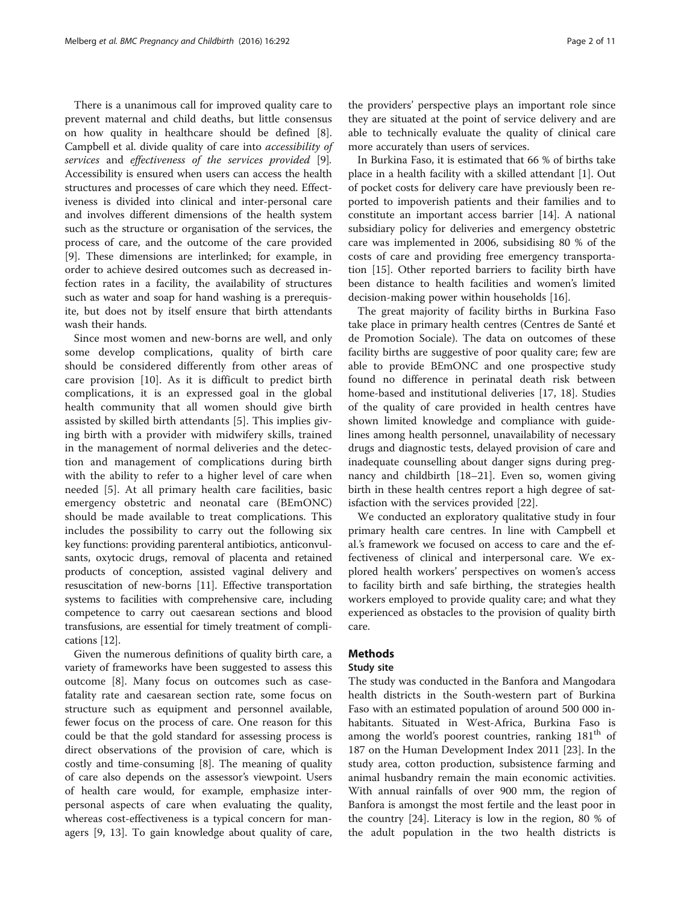There is a unanimous call for improved quality care to prevent maternal and child deaths, but little consensus on how quality in healthcare should be defined [8]. Campbell et al. divide quality of care into *accessibility of services* and *effectiveness of the services provided* [9]. Accessibility is ensured when users can access the health structures and processes of care which they need. Effectiveness is divided into clinical and inter-personal care and involves different dimensions of the health system such as the structure or organisation of the services, the process of care, and the outcome of the care provided [9]. These dimensions are interlinked; for example, in order to achieve desired outcomes such as decreased infection rates in a facility, the availability of structures such as water and soap for hand washing is a prerequisite, but does not by itself ensure that birth attendants wash their hands.

Since most women and new-borns are well, and only some develop complications, quality of birth care should be considered differently from other areas of care provision [10]. As it is difficult to predict birth complications, it is an expressed goal in the global health community that all women should give birth assisted by skilled birth attendants [5]. This implies giving birth with a provider with midwifery skills, trained in the management of normal deliveries and the detection and management of complications during birth with the ability to refer to a higher level of care when needed [5]. At all primary health care facilities, basic emergency obstetric and neonatal care (BEmONC) should be made available to treat complications. This includes the possibility to carry out the following six key functions: providing parenteral antibiotics, anticonvulsants, oxytocic drugs, removal of placenta and retained products of conception, assisted vaginal delivery and resuscitation of new-borns [11]. Effective transportation systems to facilities with comprehensive care, including competence to carry out caesarean sections and blood transfusions, are essential for timely treatment of complications [12].

Given the numerous definitions of quality birth care, a variety of frameworks have been suggested to assess this outcome [8]. Many focus on outcomes such as case-fatality rate and caesarean section rate, some focus on structure such as equipment and personnel available, fewer focus on the process of care. One reason for this could be that the gold standard for assessing process is direct observations of the provision of care, which is costly and time-consuming [8]. The meaning of quality of care also depends on the assessor's viewpoint. Users of health care would, for example, emphasize inter-personal aspects of care when evaluating the quality, whereas cost-effectiveness is a typical concern for managers [9, 13]. To gain knowledge about quality of care, the providers' perspective plays an important role since they are situated at the point of service delivery and are able to technically evaluate the quality of clinical care more accurately than users of services.

In Burkina Faso, it is estimated that 66 % of births take place in a health facility with a skilled attendant [1]. Out of pocket costs for delivery care have previously been reported to impoverish patients and their families and to constitute an important access barrier [14]. A national subsidiary policy for deliveries and emergency obstetric care was implemented in 2006, subsidising 80 % of the costs of care and providing free emergency transportation [15]. Other reported barriers to facility birth have been distance to health facilities and women's limited decision-making power within households [16].

The great majority of facility births in Burkina Faso take place in primary health centres (Centres de Santé et de Promotion Sociale). The data on outcomes of these facility births are suggestive of poor quality care; few are able to provide BEmONC and one prospective study found no difference in perinatal death risk between home-based and institutional deliveries [17, 18]. Studies of the quality of care provided in health centres have shown limited knowledge and compliance with guidelines among health personnel, unavailability of necessary drugs and diagnostic tests, delayed provision of care and inadequate counselling about danger signs during pregnancy and childbirth [18–21]. Even so, women giving birth in these health centres report a high degree of satisfaction with the services provided [22].

We conducted an exploratory qualitative study in four primary health care centres. In line with Campbell et al.'s framework we focused on access to care and the effectiveness of clinical and interpersonal care. We explored health workers' perspectives on women's access to facility birth and safe birthing, the strategies health workers employed to provide quality care; and what they experienced as obstacles to the provision of quality birth care.

## Methods

### Study site

The study was conducted in the Banfora and Mangodara health districts in the South-western part of Burkina Faso with an estimated population of around 500 000 inhabitants. Situated in West-Africa, Burkina Faso is among the world's poorest countries, ranking 181[th] of 187 on the Human Development Index 2011 [23]. In the study area, cotton production, subsistence farming and animal husbandry remain the main economic activities. With annual rainfalls of over 900 mm, the region of Banfora is amongst the most fertile and the least poor in the country [24]. Literacy is low in the region, 80 % of the adult population in the two health districts is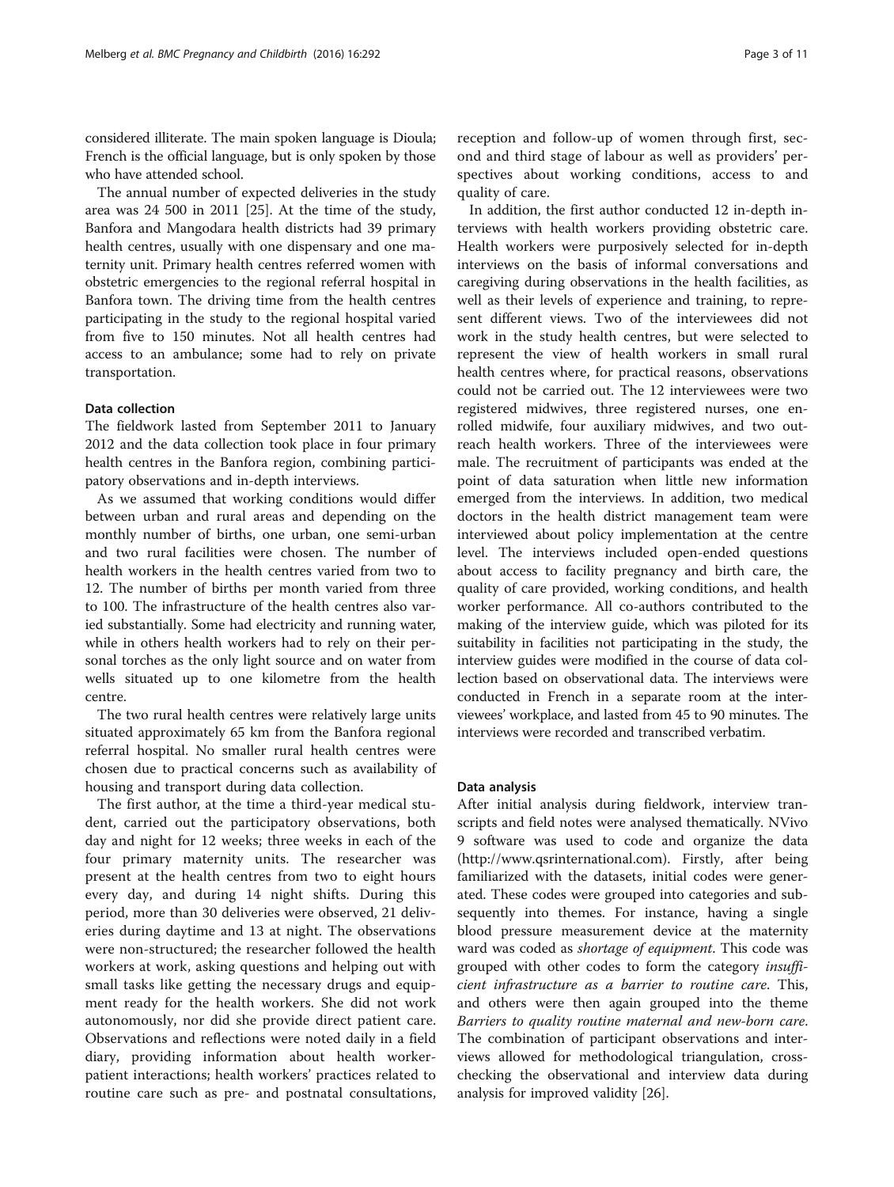considered illiterate. The main spoken language is Dioula; French is the official language, but is only spoken by those who have attended school.

The annual number of expected deliveries in the study area was 24 500 in 2011 [25]. At the time of the study, Banfora and Mangodara health districts had 39 primary health centres, usually with one dispensary and one maternity unit. Primary health centres referred women with obstetric emergencies to the regional referral hospital in Banfora town. The driving time from the health centres participating in the study to the regional hospital varied from five to 150 minutes. Not all health centres had access to an ambulance; some had to rely on private transportation.

### Data collection

The fieldwork lasted from September 2011 to January 2012 and the data collection took place in four primary health centres in the Banfora region, combining participatory observations and in-depth interviews.

As we assumed that working conditions would differ between urban and rural areas and depending on the monthly number of births, one urban, one semi-urban and two rural facilities were chosen. The number of health workers in the health centres varied from two to 12. The number of births per month varied from three to 100. The infrastructure of the health centres also varied substantially. Some had electricity and running water, while in others health workers had to rely on their personal torches as the only light source and on water from wells situated up to one kilometre from the health centre.

The two rural health centres were relatively large units situated approximately 65 km from the Banfora regional referral hospital. No smaller rural health centres were chosen due to practical concerns such as availability of housing and transport during data collection.

The first author, at the time a third-year medical student, carried out the participatory observations, both day and night for 12 weeks; three weeks in each of the four primary maternity units. The researcher was present at the health centres from two to eight hours every day, and during 14 night shifts. During this period, more than 30 deliveries were observed, 21 deliveries during daytime and 13 at night. The observations were non-structured; the researcher followed the health workers at work, asking questions and helping out with small tasks like getting the necessary drugs and equipment ready for the health workers. She did not work autonomously, nor did she provide direct patient care. Observations and reflections were noted daily in a field diary, providing information about health worker-patient interactions; health workers' practices related to routine care such as pre- and postnatal consultations, reception and follow-up of women through first, second and third stage of labour as well as providers' perspectives about working conditions, access to and quality of care.

In addition, the first author conducted 12 in-depth interviews with health workers providing obstetric care. Health workers were purposively selected for in-depth interviews on the basis of informal conversations and caregiving during observations in the health facilities, as well as their levels of experience and training, to represent different views. Two of the interviewees did not work in the study health centres, but were selected to represent the view of health workers in small rural health centres where, for practical reasons, observations could not be carried out. The 12 interviewees were two registered midwives, three registered nurses, one enrolled midwife, four auxiliary midwives, and two outreach health workers. Three of the interviewees were male. The recruitment of participants was ended at the point of data saturation when little new information emerged from the interviews. In addition, two medical doctors in the health district management team were interviewed about policy implementation at the centre level. The interviews included open-ended questions about access to facility pregnancy and birth care, the quality of care provided, working conditions, and health worker performance. All co-authors contributed to the making of the interview guide, which was piloted for its suitability in facilities not participating in the study, the interview guides were modified in the course of data collection based on observational data. The interviews were conducted in French in a separate room at the interviewees' workplace, and lasted from 45 to 90 minutes. The interviews were recorded and transcribed verbatim.

### Data analysis

After initial analysis during fieldwork, interview transcripts and field notes were analysed thematically. NVivo 9 software was used to code and organize the data (http://www.qsrinternational.com). Firstly, after being familiarized with the datasets, initial codes were generated. These codes were grouped into categories and subsequently into themes. For instance, having a single blood pressure measurement device at the maternity ward was coded as *shortage of equipment*. This code was grouped with other codes to form the category *insufficient infrastructure as a barrier to routine care*. This, and others were then again grouped into the theme *Barriers to quality routine maternal and new-born care*. The combination of participant observations and interviews allowed for methodological triangulation, cross-checking the observational and interview data during analysis for improved validity [26].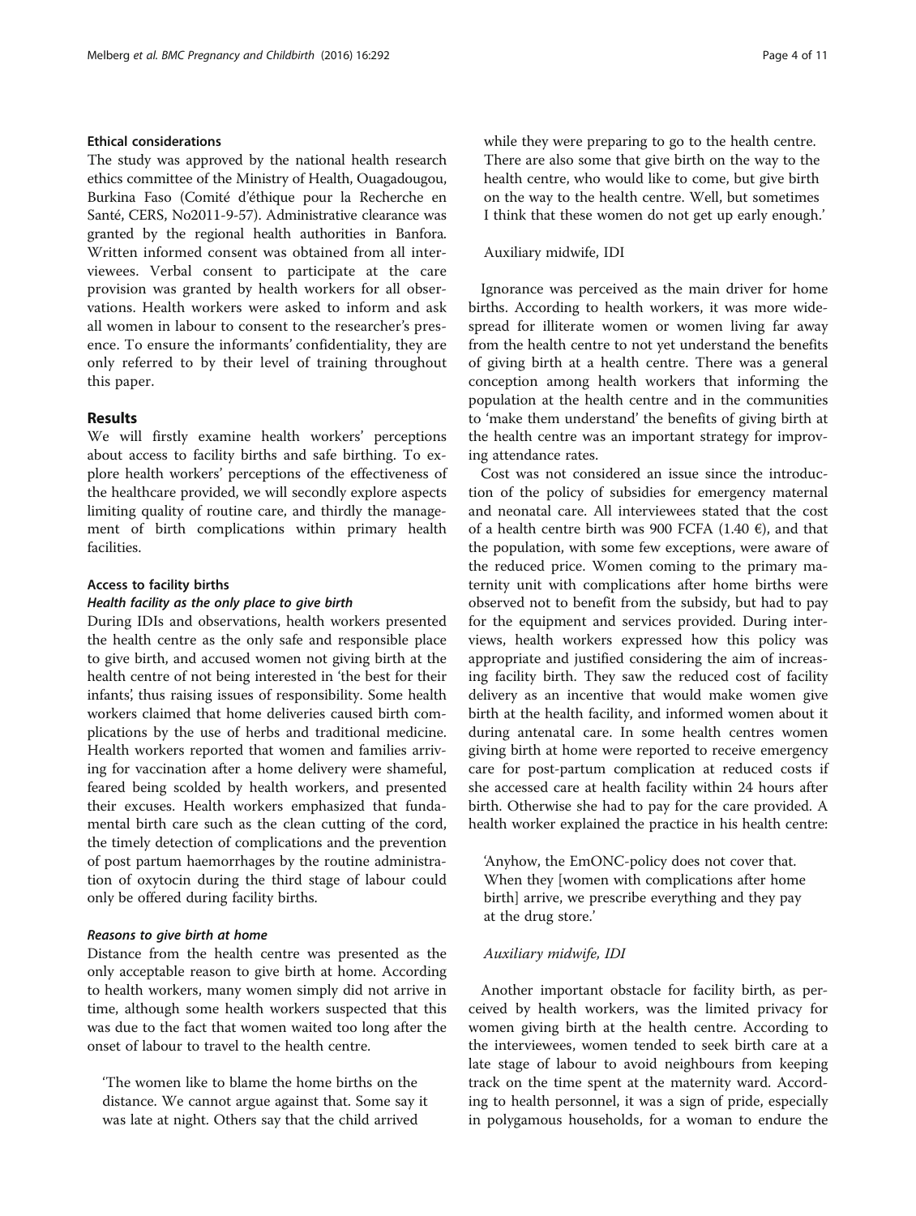### Ethical considerations

The study was approved by the national health research ethics committee of the Ministry of Health, Ouagadougou, Burkina Faso (Comité d'éthique pour la Recherche en Santé, CERS, No2011-9-57). Administrative clearance was granted by the regional health authorities in Banfora. Written informed consent was obtained from all interviewees. Verbal consent to participate at the care provision was granted by health workers for all observations. Health workers were asked to inform and ask all women in labour to consent to the researcher's presence. To ensure the informants' confidentiality, they are only referred to by their level of training throughout this paper.

## Results

We will firstly examine health workers' perceptions about access to facility births and safe birthing. To explore health workers' perceptions of the effectiveness of the healthcare provided, we will secondly explore aspects limiting quality of routine care, and thirdly the management of birth complications within primary health facilities.

### Access to facility births

#### *Health facility as the only place to give birth*

During IDIs and observations, health workers presented the health centre as the only safe and responsible place to give birth, and accused women not giving birth at the health centre of not being interested in 'the best for their infants', thus raising issues of responsibility. Some health workers claimed that home deliveries caused birth complications by the use of herbs and traditional medicine. Health workers reported that women and families arriving for vaccination after a home delivery were shameful, feared being scolded by health workers, and presented their excuses. Health workers emphasized that fundamental birth care such as the clean cutting of the cord, the timely detection of complications and the prevention of post partum haemorrhages by the routine administration of oxytocin during the third stage of labour could only be offered during facility births.

#### *Reasons to give birth at home*

Distance from the health centre was presented as the only acceptable reason to give birth at home. According to health workers, many women simply did not arrive in time, although some health workers suspected that this was due to the fact that women waited too long after the onset of labour to travel to the health centre.

> 'The women like to blame the home births on the distance. We cannot argue against that. Some say it was late at night. Others say that the child arrived while they were preparing to go to the health centre. There are also some that give birth on the way to the health centre, who would like to come, but give birth on the way to the health centre. Well, but sometimes I think that these women do not get up early enough.'
>
> Auxiliary midwife, IDI

Ignorance was perceived as the main driver for home births. According to health workers, it was more widespread for illiterate women or women living far away from the health centre to not yet understand the benefits of giving birth at a health centre. There was a general conception among health workers that informing the population at the health centre and in the communities to 'make them understand' the benefits of giving birth at the health centre was an important strategy for improving attendance rates.

Cost was not considered an issue since the introduction of the policy of subsidies for emergency maternal and neonatal care. All interviewees stated that the cost of a health centre birth was 900 FCFA (1.40 €), and that the population, with some few exceptions, were aware of the reduced price. Women coming to the primary maternity unit with complications after home births were observed not to benefit from the subsidy, but had to pay for the equipment and services provided. During interviews, health workers expressed how this policy was appropriate and justified considering the aim of increasing facility birth. They saw the reduced cost of facility delivery as an incentive that would make women give birth at the health facility, and informed women about it during antenatal care. In some health centres women giving birth at home were reported to receive emergency care for post-partum complication at reduced costs if she accessed care at health facility within 24 hours after birth. Otherwise she had to pay for the care provided. A health worker explained the practice in his health centre:

> 'Anyhow, the EmONC-policy does not cover that. When they [women with complications after home birth] arrive, we prescribe everything and they pay at the drug store.'
>
> *Auxiliary midwife, IDI*

Another important obstacle for facility birth, as perceived by health workers, was the limited privacy for women giving birth at the health centre. According to the interviewees, women tended to seek birth care at a late stage of labour to avoid neighbours from keeping track on the time spent at the maternity ward. According to health personnel, it was a sign of pride, especially in polygamous households, for a woman to endure the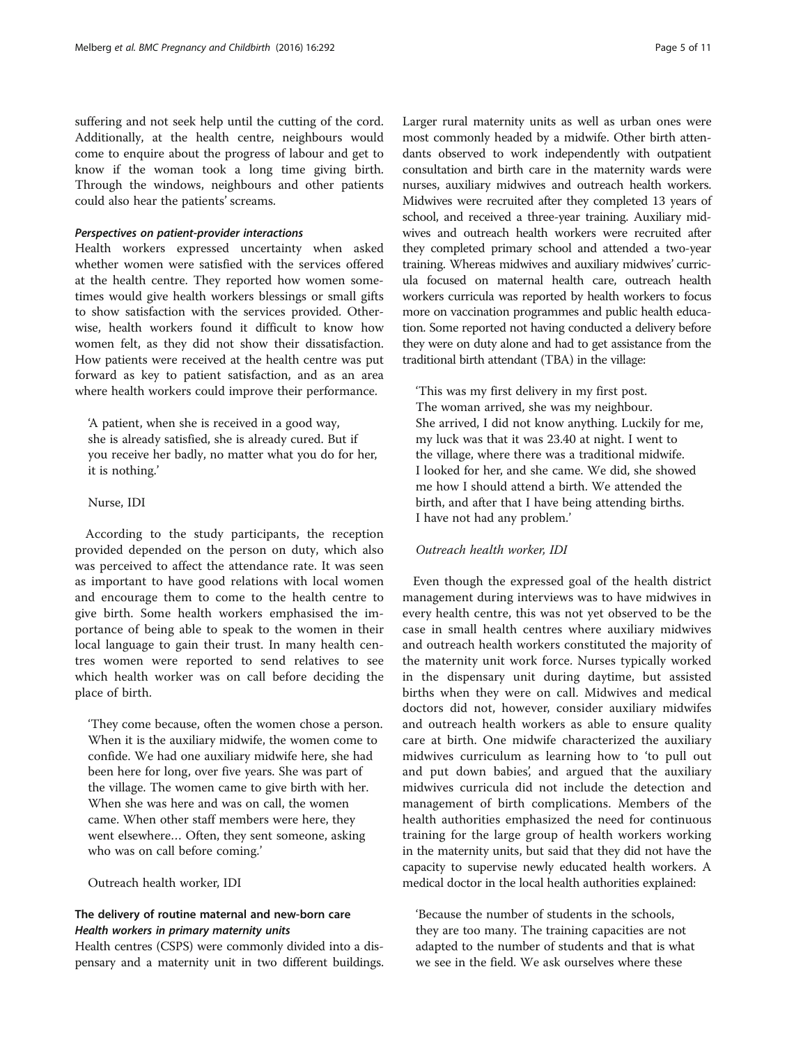suffering and not seek help until the cutting of the cord. Additionally, at the health centre, neighbours would come to enquire about the progress of labour and get to know if the woman took a long time giving birth. Through the windows, neighbours and other patients could also hear the patients' screams.

#### *Perspectives on patient-provider interactions*

Health workers expressed uncertainty when asked whether women were satisfied with the services offered at the health centre. They reported how women sometimes would give health workers blessings or small gifts to show satisfaction with the services provided. Otherwise, health workers found it difficult to know how women felt, as they did not show their dissatisfaction. How patients were received at the health centre was put forward as key to patient satisfaction, and as an area where health workers could improve their performance.

> 'A patient, when she is received in a good way, she is already satisfied, she is already cured. But if you receive her badly, no matter what you do for her, it is nothing.'
>
> Nurse, IDI

According to the study participants, the reception provided depended on the person on duty, which also was perceived to affect the attendance rate. It was seen as important to have good relations with local women and encourage them to come to the health centre to give birth. Some health workers emphasised the importance of being able to speak to the women in their local language to gain their trust. In many health centres women were reported to send relatives to see which health worker was on call before deciding the place of birth.

> 'They come because, often the women chose a person. When it is the auxiliary midwife, the women come to confide. We had one auxiliary midwife here, she had been here for long, over five years. She was part of the village. The women came to give birth with her. When she was here and was on call, the women came. When other staff members were here, they went elsewhere… Often, they sent someone, asking who was on call before coming.'
>
> Outreach health worker, IDI

### The delivery of routine maternal and new-born care

#### *Health workers in primary maternity units*

Health centres (CSPS) were commonly divided into a dispensary and a maternity unit in two different buildings. Larger rural maternity units as well as urban ones were most commonly headed by a midwife. Other birth attendants observed to work independently with outpatient consultation and birth care in the maternity wards were nurses, auxiliary midwives and outreach health workers. Midwives were recruited after they completed 13 years of school, and received a three-year training. Auxiliary midwives and outreach health workers were recruited after they completed primary school and attended a two-year training. Whereas midwives and auxiliary midwives' curricula focused on maternal health care, outreach health workers curricula was reported by health workers to focus more on vaccination programmes and public health education. Some reported not having conducted a delivery before they were on duty alone and had to get assistance from the traditional birth attendant (TBA) in the village:

> 'This was my first delivery in my first post. The woman arrived, she was my neighbour. She arrived, I did not know anything. Luckily for me, my luck was that it was 23.40 at night. I went to the village, where there was a traditional midwife. I looked for her, and she came. We did, she showed me how I should attend a birth. We attended the birth, and after that I have being attending births. I have not had any problem.'
>
> *Outreach health worker, IDI*

Even though the expressed goal of the health district management during interviews was to have midwives in every health centre, this was not yet observed to be the case in small health centres where auxiliary midwives and outreach health workers constituted the majority of the maternity unit work force. Nurses typically worked in the dispensary unit during daytime, but assisted births when they were on call. Midwives and medical doctors did not, however, consider auxiliary midwifes and outreach health workers as able to ensure quality care at birth. One midwife characterized the auxiliary midwives curriculum as learning how to 'to pull out and put down babies', and argued that the auxiliary midwives curricula did not include the detection and management of birth complications. Members of the health authorities emphasized the need for continuous training for the large group of health workers working in the maternity units, but said that they did not have the capacity to supervise newly educated health workers. A medical doctor in the local health authorities explained:

> 'Because the number of students in the schools, they are too many. The training capacities are not adapted to the number of students and that is what we see in the field. We ask ourselves where these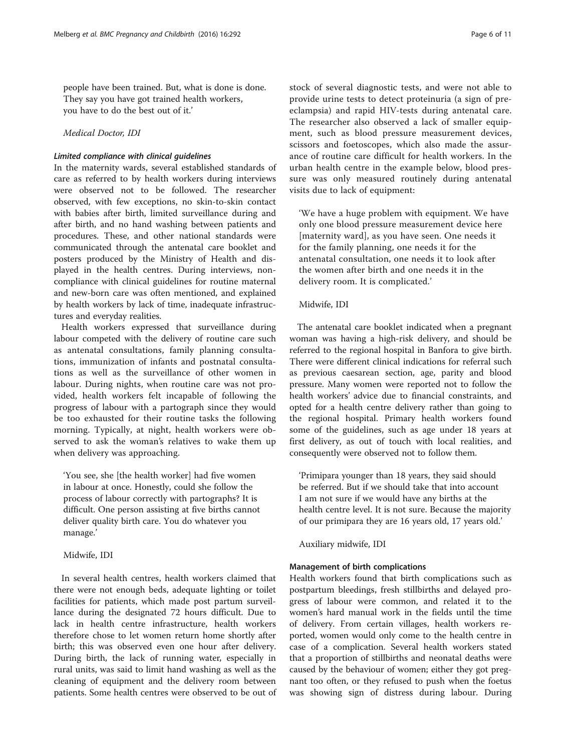people have been trained. But, what is done is done. They say you have got trained health workers, you have to do the best out of it.'

*Medical Doctor, IDI*

#### *Limited compliance with clinical guidelines*

In the maternity wards, several established standards of care as referred to by health workers during interviews were observed not to be followed. The researcher observed, with few exceptions, no skin-to-skin contact with babies after birth, limited surveillance during and after birth, and no hand washing between patients and procedures. These, and other national standards were communicated through the antenatal care booklet and posters produced by the Ministry of Health and displayed in the health centres. During interviews, non-compliance with clinical guidelines for routine maternal and new-born care was often mentioned, and explained by health workers by lack of time, inadequate infrastructures and everyday realities.

Health workers expressed that surveillance during labour competed with the delivery of routine care such as antenatal consultations, family planning consultations, immunization of infants and postnatal consultations as well as the surveillance of other women in labour. During nights, when routine care was not provided, health workers felt incapable of following the progress of labour with a partograph since they would be too exhausted for their routine tasks the following morning. Typically, at night, health workers were observed to ask the woman's relatives to wake them up when delivery was approaching.

'You see, she [the health worker] had five women in labour at once. Honestly, could she follow the process of labour correctly with partographs? It is difficult. One person assisting at five births cannot deliver quality birth care. You do whatever you manage.'

Midwife, IDI

In several health centres, health workers claimed that there were not enough beds, adequate lighting or toilet facilities for patients, which made post partum surveillance during the designated 72 hours difficult. Due to lack in health centre infrastructure, health workers therefore chose to let women return home shortly after birth; this was observed even one hour after delivery. During birth, the lack of running water, especially in rural units, was said to limit hand washing as well as the cleaning of equipment and the delivery room between patients. Some health centres were observed to be out of stock of several diagnostic tests, and were not able to provide urine tests to detect proteinuria (a sign of pre-eclampsia) and rapid HIV-tests during antenatal care. The researcher also observed a lack of smaller equipment, such as blood pressure measurement devices, scissors and foetoscopes, which also made the assurance of routine care difficult for health workers. In the urban health centre in the example below, blood pressure was only measured routinely during antenatal visits due to lack of equipment:

'We have a huge problem with equipment. We have only one blood pressure measurement device here [maternity ward], as you have seen. One needs it for the family planning, one needs it for the antenatal consultation, one needs it to look after the women after birth and one needs it in the delivery room. It is complicated.'

Midwife, IDI

The antenatal care booklet indicated when a pregnant woman was having a high-risk delivery, and should be referred to the regional hospital in Banfora to give birth. There were different clinical indications for referral such as previous caesarean section, age, parity and blood pressure. Many women were reported not to follow the health workers' advice due to financial constraints, and opted for a health centre delivery rather than going to the regional hospital. Primary health workers found some of the guidelines, such as age under 18 years at first delivery, as out of touch with local realities, and consequently were observed not to follow them.

'Primipara younger than 18 years, they said should be referred. But if we should take that into account I am not sure if we would have any births at the health centre level. It is not sure. Because the majority of our primipara they are 16 years old, 17 years old.'

Auxiliary midwife, IDI

#### Management of birth complications

Health workers found that birth complications such as postpartum bleedings, fresh stillbirths and delayed progress of labour were common, and related it to the women's hard manual work in the fields until the time of delivery. From certain villages, health workers reported, women would only come to the health centre in case of a complication. Several health workers stated that a proportion of stillbirths and neonatal deaths were caused by the behaviour of women; either they got pregnant too often, or they refused to push when the foetus was showing sign of distress during labour. During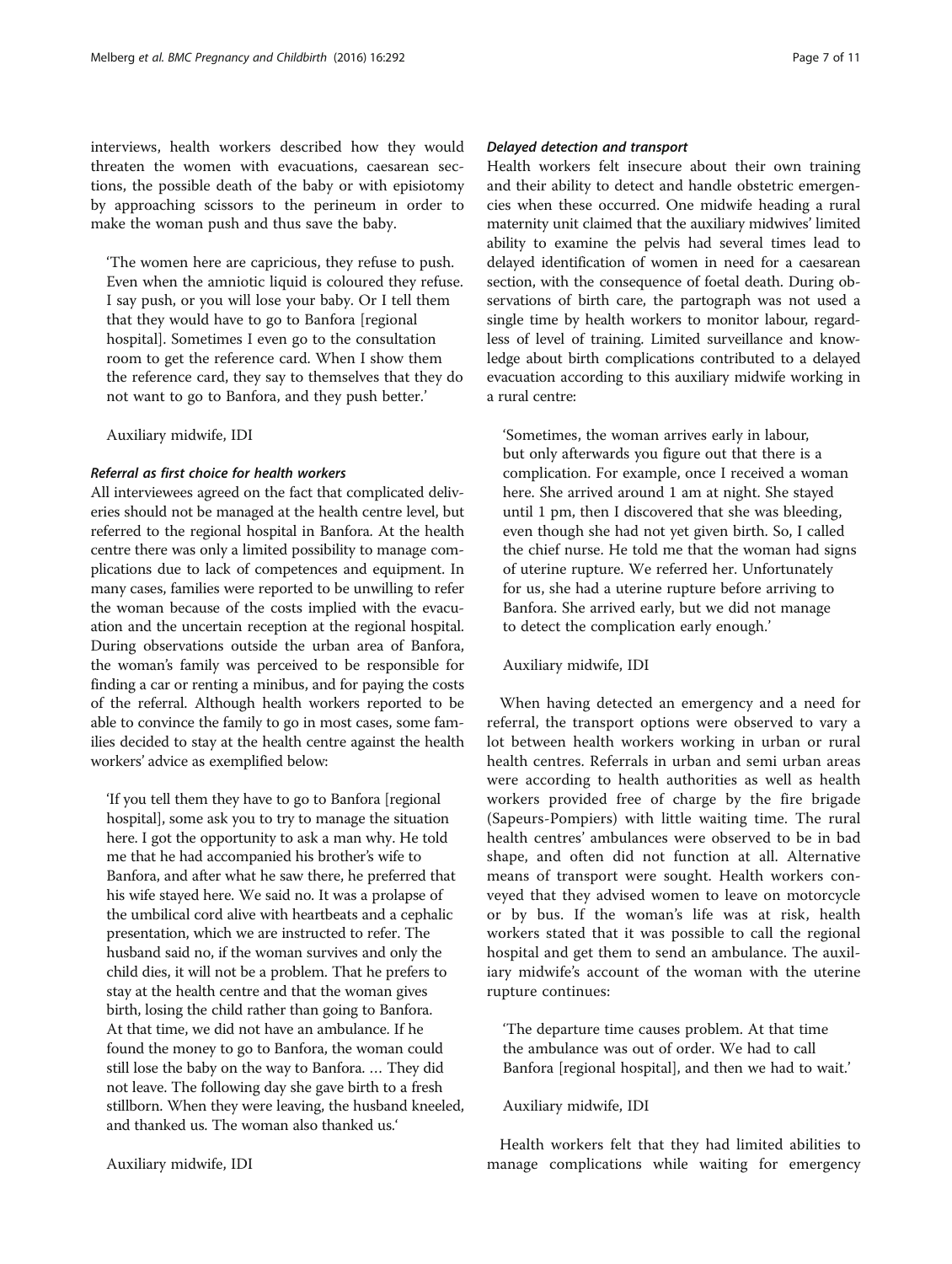interviews, health workers described how they would threaten the women with evacuations, caesarean sections, the possible death of the baby or with episiotomy by approaching scissors to the perineum in order to make the woman push and thus save the baby.

> 'The women here are capricious, they refuse to push. Even when the amniotic liquid is coloured they refuse. I say push, or you will lose your baby. Or I tell them that they would have to go to Banfora [regional hospital]. Sometimes I even go to the consultation room to get the reference card. When I show them the reference card, they say to themselves that they do not want to go to Banfora, and they push better.'
>
> Auxiliary midwife, IDI

#### *Referral as first choice for health workers*

All interviewees agreed on the fact that complicated deliveries should not be managed at the health centre level, but referred to the regional hospital in Banfora. At the health centre there was only a limited possibility to manage complications due to lack of competences and equipment. In many cases, families were reported to be unwilling to refer the woman because of the costs implied with the evacuation and the uncertain reception at the regional hospital. During observations outside the urban area of Banfora, the woman's family was perceived to be responsible for finding a car or renting a minibus, and for paying the costs of the referral. Although health workers reported to be able to convince the family to go in most cases, some families decided to stay at the health centre against the health workers' advice as exemplified below:

> 'If you tell them they have to go to Banfora [regional hospital], some ask you to try to manage the situation here. I got the opportunity to ask a man why. He told me that he had accompanied his brother's wife to Banfora, and after what he saw there, he preferred that his wife stayed here. We said no. It was a prolapse of the umbilical cord alive with heartbeats and a cephalic presentation, which we are instructed to refer. The husband said no, if the woman survives and only the child dies, it will not be a problem. That he prefers to stay at the health centre and that the woman gives birth, losing the child rather than going to Banfora. At that time, we did not have an ambulance. If he found the money to go to Banfora, the woman could still lose the baby on the way to Banfora. … They did not leave. The following day she gave birth to a fresh stillborn. When they were leaving, the husband kneeled, and thanked us. The woman also thanked us.'
>
> Auxiliary midwife, IDI

#### *Delayed detection and transport*

Health workers felt insecure about their own training and their ability to detect and handle obstetric emergencies when these occurred. One midwife heading a rural maternity unit claimed that the auxiliary midwives' limited ability to examine the pelvis had several times lead to delayed identification of women in need for a caesarean section, with the consequence of foetal death. During observations of birth care, the partograph was not used a single time by health workers to monitor labour, regardless of level of training. Limited surveillance and knowledge about birth complications contributed to a delayed evacuation according to this auxiliary midwife working in a rural centre:

> 'Sometimes, the woman arrives early in labour, but only afterwards you figure out that there is a complication. For example, once I received a woman here. She arrived around 1 am at night. She stayed until 1 pm, then I discovered that she was bleeding, even though she had not yet given birth. So, I called the chief nurse. He told me that the woman had signs of uterine rupture. We referred her. Unfortunately for us, she had a uterine rupture before arriving to Banfora. She arrived early, but we did not manage to detect the complication early enough.'
>
> Auxiliary midwife, IDI

When having detected an emergency and a need for referral, the transport options were observed to vary a lot between health workers working in urban or rural health centres. Referrals in urban and semi urban areas were according to health authorities as well as health workers provided free of charge by the fire brigade (Sapeurs-Pompiers) with little waiting time. The rural health centres' ambulances were observed to be in bad shape, and often did not function at all. Alternative means of transport were sought. Health workers conveyed that they advised women to leave on motorcycle or by bus. If the woman's life was at risk, health workers stated that it was possible to call the regional hospital and get them to send an ambulance. The auxiliary midwife's account of the woman with the uterine rupture continues:

> 'The departure time causes problem. At that time the ambulance was out of order. We had to call Banfora [regional hospital], and then we had to wait.'
>
> Auxiliary midwife, IDI

Health workers felt that they had limited abilities to manage complications while waiting for emergency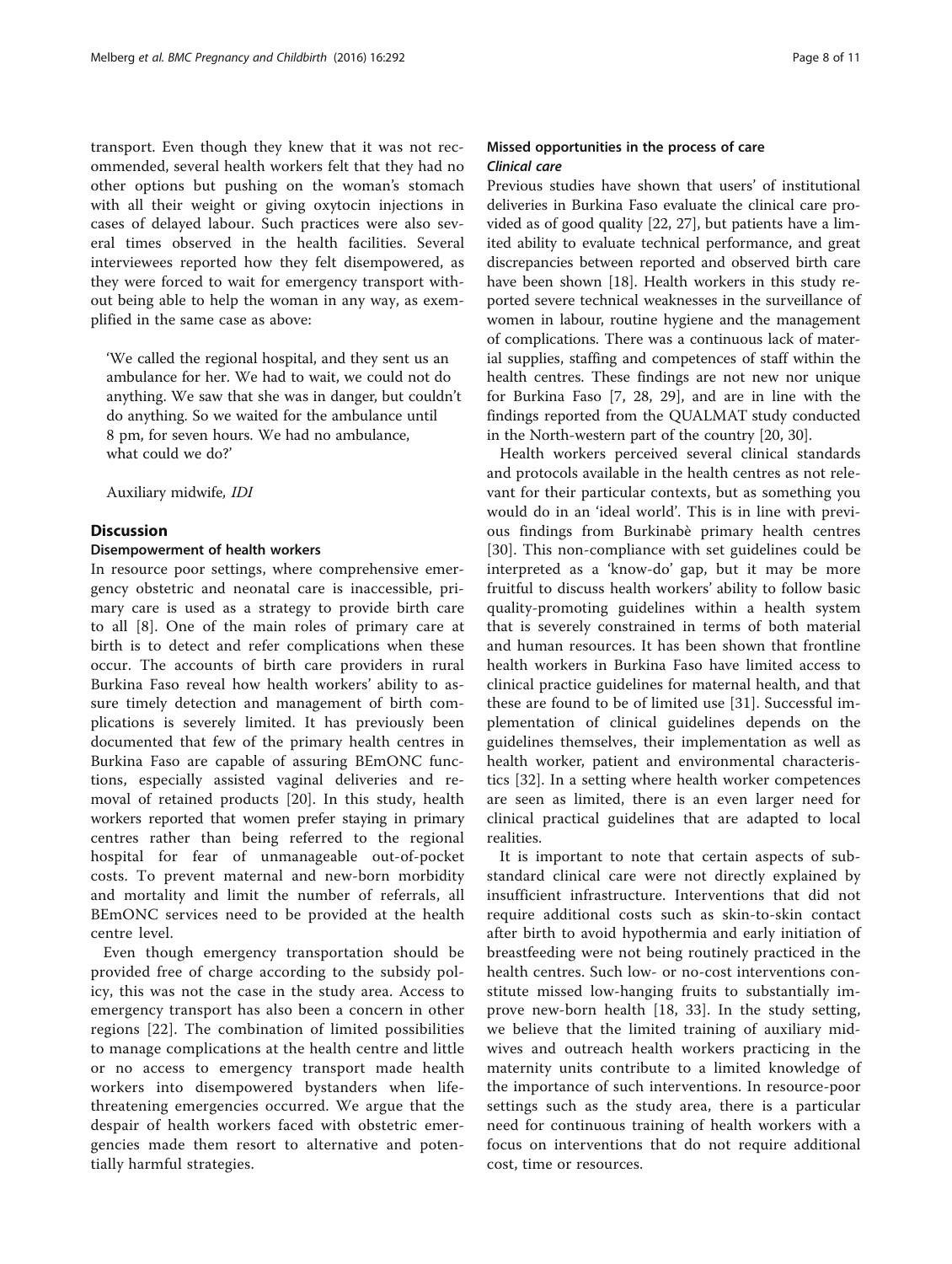transport. Even though they knew that it was not recommended, several health workers felt that they had no other options but pushing on the woman's stomach with all their weight or giving oxytocin injections in cases of delayed labour. Such practices were also several times observed in the health facilities. Several interviewees reported how they felt disempowered, as they were forced to wait for emergency transport without being able to help the woman in any way, as exemplified in the same case as above:

> 'We called the regional hospital, and they sent us an ambulance for her. We had to wait, we could not do anything. We saw that she was in danger, but couldn't do anything. So we waited for the ambulance until 8 pm, for seven hours. We had no ambulance, what could we do?'
>
> Auxiliary midwife, *IDI*

## Discussion

### Disempowerment of health workers

In resource poor settings, where comprehensive emergency obstetric and neonatal care is inaccessible, primary care is used as a strategy to provide birth care to all [8]. One of the main roles of primary care at birth is to detect and refer complications when these occur. The accounts of birth care providers in rural Burkina Faso reveal how health workers' ability to assure timely detection and management of birth complications is severely limited. It has previously been documented that few of the primary health centres in Burkina Faso are capable of assuring BEmONC functions, especially assisted vaginal deliveries and removal of retained products [20]. In this study, health workers reported that women prefer staying in primary centres rather than being referred to the regional hospital for fear of unmanageable out-of-pocket costs. To prevent maternal and new-born morbidity and mortality and limit the number of referrals, all BEmONC services need to be provided at the health centre level.

Even though emergency transportation should be provided free of charge according to the subsidy policy, this was not the case in the study area. Access to emergency transport has also been a concern in other regions [22]. The combination of limited possibilities to manage complications at the health centre and little or no access to emergency transport made health workers into disempowered bystanders when life-threatening emergencies occurred. We argue that the despair of health workers faced with obstetric emergencies made them resort to alternative and potentially harmful strategies.

### Missed opportunities in the process of care

#### *Clinical care*

Previous studies have shown that users' of institutional deliveries in Burkina Faso evaluate the clinical care provided as of good quality [22, 27], but patients have a limited ability to evaluate technical performance, and great discrepancies between reported and observed birth care have been shown [18]. Health workers in this study reported severe technical weaknesses in the surveillance of women in labour, routine hygiene and the management of complications. There was a continuous lack of material supplies, staffing and competences of staff within the health centres. These findings are not new nor unique for Burkina Faso [7, 28, 29], and are in line with the findings reported from the QUALMAT study conducted in the North-western part of the country [20, 30].

Health workers perceived several clinical standards and protocols available in the health centres as not relevant for their particular contexts, but as something you would do in an 'ideal world'. This is in line with previous findings from Burkinabè primary health centres [30]. This non-compliance with set guidelines could be interpreted as a 'know-do' gap, but it may be more fruitful to discuss health workers' ability to follow basic quality-promoting guidelines within a health system that is severely constrained in terms of both material and human resources. It has been shown that frontline health workers in Burkina Faso have limited access to clinical practice guidelines for maternal health, and that these are found to be of limited use [31]. Successful implementation of clinical guidelines depends on the guidelines themselves, their implementation as well as health worker, patient and environmental characteristics [32]. In a setting where health worker competences are seen as limited, there is an even larger need for clinical practical guidelines that are adapted to local realities.

It is important to note that certain aspects of substandard clinical care were not directly explained by insufficient infrastructure. Interventions that did not require additional costs such as skin-to-skin contact after birth to avoid hypothermia and early initiation of breastfeeding were not being routinely practiced in the health centres. Such low- or no-cost interventions constitute missed low-hanging fruits to substantially improve new-born health [18, 33]. In the study setting, we believe that the limited training of auxiliary midwives and outreach health workers practicing in the maternity units contribute to a limited knowledge of the importance of such interventions. In resource-poor settings such as the study area, there is a particular need for continuous training of health workers with a focus on interventions that do not require additional cost, time or resources.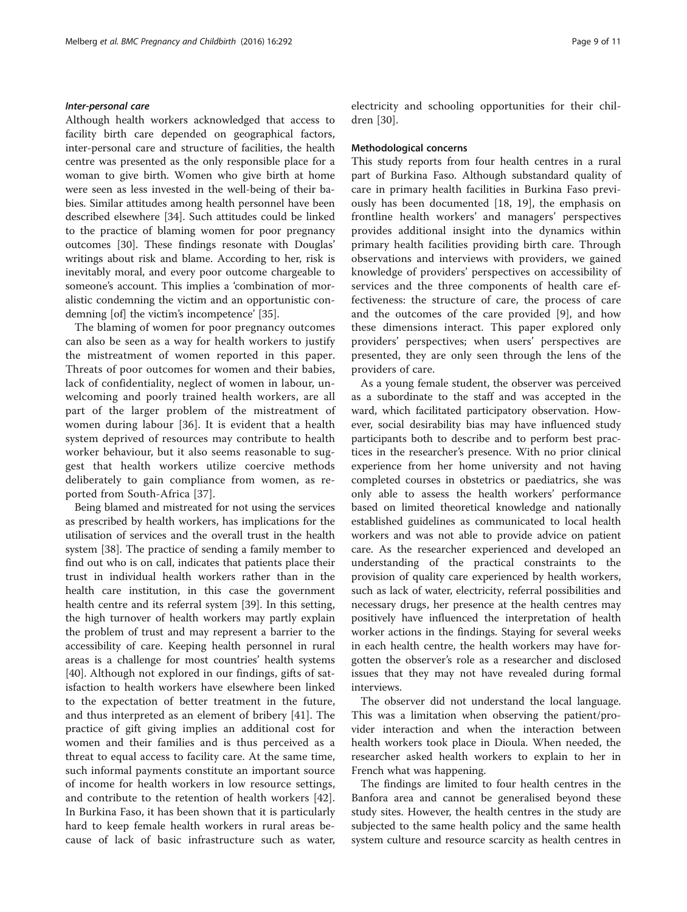### *Inter-personal care*

Although health workers acknowledged that access to facility birth care depended on geographical factors, inter-personal care and structure of facilities, the health centre was presented as the only responsible place for a woman to give birth. Women who give birth at home were seen as less invested in the well-being of their babies. Similar attitudes among health personnel have been described elsewhere [34]. Such attitudes could be linked to the practice of blaming women for poor pregnancy outcomes [30]. These findings resonate with Douglas' writings about risk and blame. According to her, risk is inevitably moral, and every poor outcome chargeable to someone's account. This implies a 'combination of moralistic condemning the victim and an opportunistic condemning [of] the victim's incompetence' [35].

The blaming of women for poor pregnancy outcomes can also be seen as a way for health workers to justify the mistreatment of women reported in this paper. Threats of poor outcomes for women and their babies, lack of confidentiality, neglect of women in labour, unwelcoming and poorly trained health workers, are all part of the larger problem of the mistreatment of women during labour [36]. It is evident that a health system deprived of resources may contribute to health worker behaviour, but it also seems reasonable to suggest that health workers utilize coercive methods deliberately to gain compliance from women, as reported from South-Africa [37].

Being blamed and mistreated for not using the services as prescribed by health workers, has implications for the utilisation of services and the overall trust in the health system [38]. The practice of sending a family member to find out who is on call, indicates that patients place their trust in individual health workers rather than in the health care institution, in this case the government health centre and its referral system [39]. In this setting, the high turnover of health workers may partly explain the problem of trust and may represent a barrier to the accessibility of care. Keeping health personnel in rural areas is a challenge for most countries' health systems [40]. Although not explored in our findings, gifts of satisfaction to health workers have elsewhere been linked to the expectation of better treatment in the future, and thus interpreted as an element of bribery [41]. The practice of gift giving implies an additional cost for women and their families and is thus perceived as a threat to equal access to facility care. At the same time, such informal payments constitute an important source of income for health workers in low resource settings, and contribute to the retention of health workers [42]. In Burkina Faso, it has been shown that it is particularly hard to keep female health workers in rural areas because of lack of basic infrastructure such as water, electricity and schooling opportunities for their children [30].

### Methodological concerns

This study reports from four health centres in a rural part of Burkina Faso. Although substandard quality of care in primary health facilities in Burkina Faso previously has been documented [18, 19], the emphasis on frontline health workers' and managers' perspectives provides additional insight into the dynamics within primary health facilities providing birth care. Through observations and interviews with providers, we gained knowledge of providers' perspectives on accessibility of services and the three components of health care effectiveness: the structure of care, the process of care and the outcomes of the care provided [9], and how these dimensions interact. This paper explored only providers' perspectives; when users' perspectives are presented, they are only seen through the lens of the providers of care.

As a young female student, the observer was perceived as a subordinate to the staff and was accepted in the ward, which facilitated participatory observation. However, social desirability bias may have influenced study participants both to describe and to perform best practices in the researcher's presence. With no prior clinical experience from her home university and not having completed courses in obstetrics or paediatrics, she was only able to assess the health workers' performance based on limited theoretical knowledge and nationally established guidelines as communicated to local health workers and was not able to provide advice on patient care. As the researcher experienced and developed an understanding of the practical constraints to the provision of quality care experienced by health workers, such as lack of water, electricity, referral possibilities and necessary drugs, her presence at the health centres may positively have influenced the interpretation of health worker actions in the findings. Staying for several weeks in each health centre, the health workers may have forgotten the observer's role as a researcher and disclosed issues that they may not have revealed during formal interviews.

The observer did not understand the local language. This was a limitation when observing the patient/provider interaction and when the interaction between health workers took place in Dioula. When needed, the researcher asked health workers to explain to her in French what was happening.

The findings are limited to four health centres in the Banfora area and cannot be generalised beyond these study sites. However, the health centres in the study are subjected to the same health policy and the same health system culture and resource scarcity as health centres in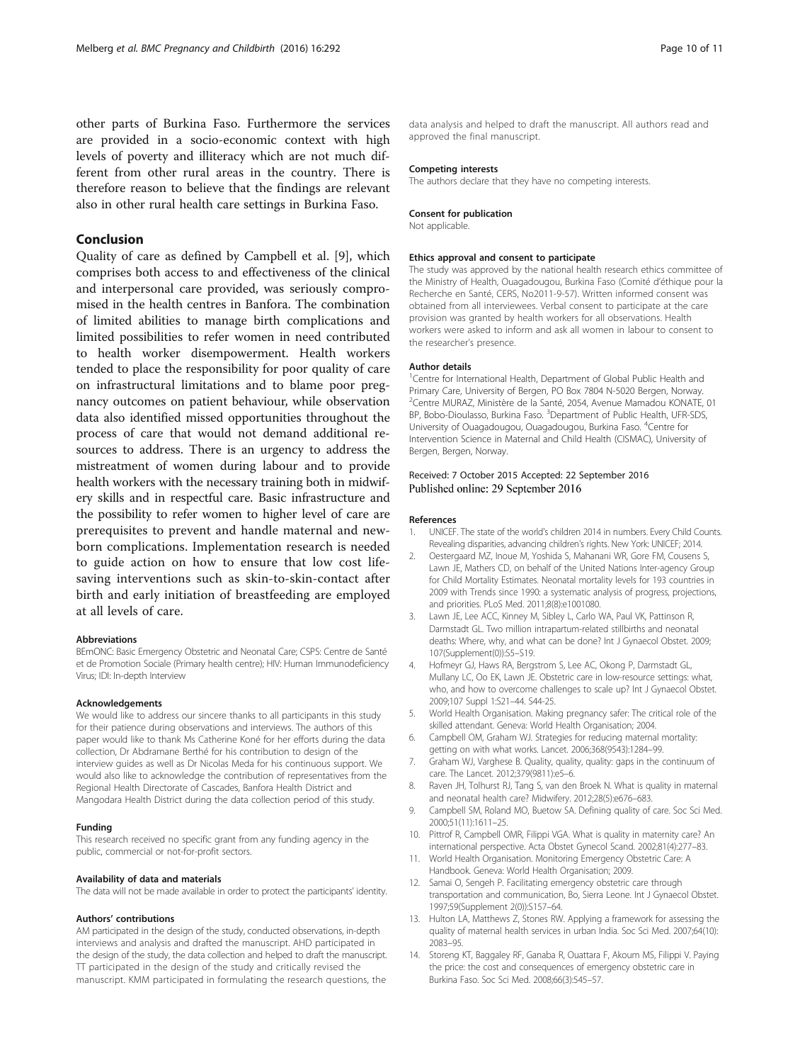other parts of Burkina Faso. Furthermore the services are provided in a socio-economic context with high levels of poverty and illiteracy which are not much different from other rural areas in the country. There is therefore reason to believe that the findings are relevant also in other rural health care settings in Burkina Faso.

## Conclusion

Quality of care as defined by Campbell et al. [9], which comprises both access to and effectiveness of the clinical and interpersonal care provided, was seriously compromised in the health centres in Banfora. The combination of limited abilities to manage birth complications and limited possibilities to refer women in need contributed to health worker disempowerment. Health workers tended to place the responsibility for poor quality of care on infrastructural limitations and to blame poor pregnancy outcomes on patient behaviour, while observation data also identified missed opportunities throughout the process of care that would not demand additional resources to address. There is an urgency to address the mistreatment of women during labour and to provide health workers with the necessary training both in midwifery skills and in respectful care. Basic infrastructure and the possibility to refer women to higher level of care are prerequisites to prevent and handle maternal and newborn complications. Implementation research is needed to guide action on how to ensure that low cost lifesaving interventions such as skin-to-skin-contact after birth and early initiation of breastfeeding are employed at all levels of care.

#### Abbreviations

BEmONC: Basic Emergency Obstetric and Neonatal Care; CSPS: Centre de Santé et de Promotion Sociale (Primary health centre); HIV: Human Immunodeficiency Virus; IDI: In-depth Interview

#### Acknowledgements

We would like to address our sincere thanks to all participants in this study for their patience during observations and interviews. The authors of this paper would like to thank Ms Catherine Koné for her efforts during the data collection, Dr Abdramane Berthé for his contribution to design of the interview guides as well as Dr Nicolas Meda for his continuous support. We would also like to acknowledge the contribution of representatives from the Regional Health Directorate of Cascades, Banfora Health District and Mangodara Health District during the data collection period of this study.

#### Funding

This research received no specific grant from any funding agency in the public, commercial or not-for-profit sectors.

#### Availability of data and materials

The data will not be made available in order to protect the participants' identity.

#### Authors' contributions

AM participated in the design of the study, conducted observations, in-depth interviews and analysis and drafted the manuscript. AHD participated in the design of the study, the data collection and helped to draft the manuscript. TT participated in the design of the study and critically revised the manuscript. KMM participated in formulating the research questions, the data analysis and helped to draft the manuscript. All authors read and approved the final manuscript.

#### Competing interests

The authors declare that they have no competing interests.

#### Consent for publication

Not applicable.

#### Ethics approval and consent to participate

The study was approved by the national health research ethics committee of the Ministry of Health, Ouagadougou, Burkina Faso (Comité d'éthique pour la Recherche en Santé, CERS, No2011-9-57). Written informed consent was obtained from all interviewees. Verbal consent to participate at the care provision was granted by health workers for all observations. Health workers were asked to inform and ask all women in labour to consent to the researcher's presence.

#### Author details

[1]Centre for International Health, Department of Global Public Health and Primary Care, University of Bergen, PO Box 7804 N-5020 Bergen, Norway. [2]Centre MURAZ, Ministère de la Santé, 2054, Avenue Mamadou KONATE, 01 BP, Bobo-Dioulasso, Burkina Faso. [3]Department of Public Health, UFR-SDS, University of Ouagadougou, Ouagadougou, Burkina Faso. [4]Centre for Intervention Science in Maternal and Child Health (CISMAC), University of Bergen, Bergen, Norway.

Received: 7 October 2015 Accepted: 22 September 2016
Published online: 29 September 2016

#### References

1. UNICEF. The state of the world's children 2014 in numbers. Every Child Counts. Revealing disparities, advancing children's rights. New York: UNICEF; 2014.
2. Oestergaard MZ, Inoue M, Yoshida S, Mahanani WR, Gore FM, Cousens S, Lawn JE, Mathers CD, on behalf of the United Nations Inter-agency Group for Child Mortality Estimates. Neonatal mortality levels for 193 countries in 2009 with Trends since 1990: a systematic analysis of progress, projections, and priorities. PLoS Med. 2011;8(8):e1001080.
3. Lawn JE, Lee ACC, Kinney M, Sibley L, Carlo WA, Paul VK, Pattinson R, Darmstadt GL. Two million intrapartum-related stillbirths and neonatal deaths: Where, why, and what can be done? Int J Gynaecol Obstet. 2009; 107(Supplement(0)):S5–S19.
4. Hofmeyr GJ, Haws RA, Bergstrom S, Lee AC, Okong P, Darmstadt GL, Mullany LC, Oo EK, Lawn JE. Obstetric care in low-resource settings: what, who, and how to overcome challenges to scale up? Int J Gynaecol Obstet. 2009;107 Suppl 1:S21–44. S44-25.
5. World Health Organisation. Making pregnancy safer: The critical role of the skilled attendant. Geneva: World Health Organisation; 2004.
6. Campbell OM, Graham WJ. Strategies for reducing maternal mortality: getting on with what works. Lancet. 2006;368(9543):1284–99.
7. Graham WJ, Varghese B. Quality, quality, quality: gaps in the continuum of care. The Lancet. 2012;379(9811):e5–6.
8. Raven JH, Tolhurst RJ, Tang S, van den Broek N. What is quality in maternal and neonatal health care? Midwifery. 2012;28(5):e676–683.
9. Campbell SM, Roland MO, Buetow SA. Defining quality of care. Soc Sci Med. 2000;51(11):1611–25.
10. Pittrof R, Campbell OMR, Filippi VGA. What is quality in maternity care? An international perspective. Acta Obstet Gynecol Scand. 2002;81(4):277–83.
11. World Health Organisation. Monitoring Emergency Obstetric Care: A Handbook. Geneva: World Health Organisation; 2009.
12. Samai O, Sengeh P. Facilitating emergency obstetric care through transportation and communication, Bo, Sierra Leone. Int J Gynaecol Obstet. 1997;59(Supplement 2(0)):S157–64.
13. Hulton LA, Matthews Z, Stones RW. Applying a framework for assessing the quality of maternal health services in urban India. Soc Sci Med. 2007;64(10): 2083–95.
14. Storeng KT, Baggaley RF, Ganaba R, Ouattara F, Akoum MS, Filippi V. Paying the price: the cost and consequences of emergency obstetric care in Burkina Faso. Soc Sci Med. 2008;66(3):545–57.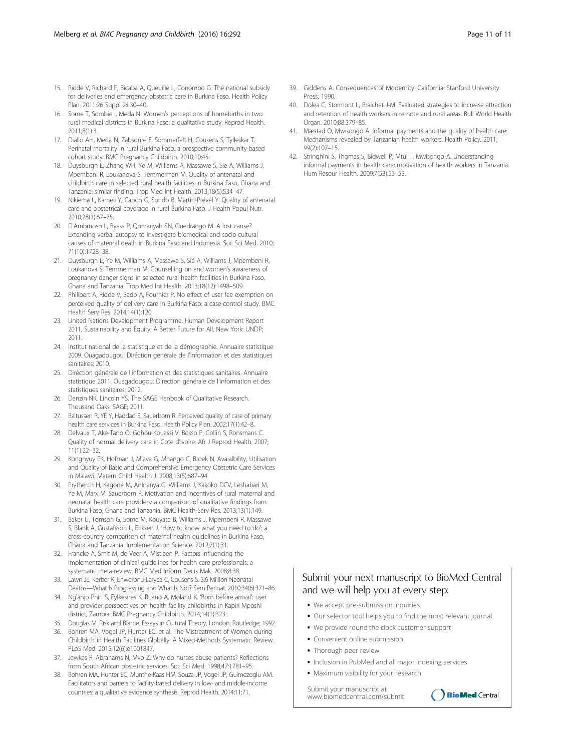15. Ridde V, Richard F, Bicaba A, Queuille L, Conombo G. The national subsidy for deliveries and emergency obstetric care in Burkina Faso. Health Policy Plan. 2011;26 Suppl 2:ii30–40.
16. Some T, Sombie I, Meda N. Women's perceptions of homebirths in two rural medical districts in Burkina Faso: a qualitative study. Reprod Health. 2011;8(1):3.
17. Diallo AH, Meda N, Zabsonre E, Sommerfelt H, Cousens S, Tylleskar T. Perinatal mortality in rural Burkina Faso: a prospective community-based cohort study. BMC Pregnancy Childbirth. 2010;10:45.
18. Duysburgh E, Zhang WH, Ye M, Williams A, Massawe S, Sie A, Williams J, Mpembeni R, Loukanova S, Temmerman M. Quality of antenatal and childbirth care in selected rural health facilities in Burkina Faso, Ghana and Tanzania: similar finding. Trop Med Int Health. 2013;18(5):534–47.
19. Nikiema L, Kameli Y, Capon G, Sondo B, Martin-Prével Y. Quality of antenatal care and obstetrical coverage in rural Burkina Faso. J Health Popul Nutr. 2010;28(1):67–75.
20. D'Ambruoso L, Byass P, Qomariyah SN, Ouedraogo M. A lost cause? Extending verbal autopsy to investigate biomedical and socio-cultural causes of maternal death in Burkina Faso and Indonesia. Soc Sci Med. 2010; 71(10):1728–38.
21. Duysburgh E, Ye M, Williams A, Massawe S, Sié A, Williams J, Mpembeni R, Loukanova S, Temmerman M. Counselling on and women's awareness of pregnancy danger signs in selected rural health facilities in Burkina Faso, Ghana and Tanzania. Trop Med Int Health. 2013;18(12):1498–509.
22. Philibert A, Ridde V, Bado A, Fournier P. No effect of user fee exemption on perceived quality of delivery care in Burkina Faso: a case-control study. BMC Health Serv Res. 2014;14(1):120.
23. United Nations Development Programme. Human Development Report 2011, Sustainability and Equity: A Better Future for All. New York: UNDP; 2011.
24. Institut national de la statistique et de la démographie. Annuaire statistique 2009. Ouagadougou: Diréction générale de l'information et des statistiques sanitaires; 2010.
25. Diréction générale de l'information et des statistiques sanitaires. Annuaire statistique 2011. Ouagadougou: Direction générale de l'information et des statistiques sanitaires; 2012.
26. Denzin NK, Lincoln YS. The SAGE Hanbook of Qualitative Research. Thousand Oaks: SAGE; 2011.
27. Baltussen R, YÉ Y, Haddad S, Sauerborn R. Perceived quality of care of primary health care services in Burkina Faso. Health Policy Plan. 2002;17(1):42–8.
28. Delvaux T, Ake-Tano O, Gohou-Kouassi V, Bosso P, Collin S, Ronsmans C. Quality of normal delivery care in Cote d'Ivoire. Afr J Reprod Health. 2007; 11(1):22–32.
29. Kongnyuy EK, Hofman J, Mlava G, Mhango C, Broek N. Avaialbility, Utilisation and Quality of Basic and Comprehensive Emergency Obstetric Care Services in Malawi. Matern Child Health J. 2008;13(5):687–94.
30. Prytherch H, Kagone M, Aninanya G, Williams J, Kakoko DCV, Leshabari M, Ye M, Marx M, Sauerborn R. Motivation and incentives of rural maternal and neonatal health care providers: a comparison of qualitative findings from Burkina Faso, Ghana and Tanzania. BMC Health Serv Res. 2013;13(1):149.
31. Baker U, Tomson G, Some M, Kouyate B, Williams J, Mpembeni R, Massawe S, Blank A, Gustafsson L, Eriksen J. 'How to know what you need to do': a cross-country comparison of maternal health guidelines in Burkina Faso, Ghana and Tanzania. Implementation Science. 2012;7(1):31.
32. Francke A, Smit M, de Veer A, Mistiaen P. Factors influencing the implementation of clinical guidelines for health care professionals: a systematic meta-review. BMC Med Inform Decis Mak. 2008;8:38.
33. Lawn JE, Kerber K, Enweronu-Laryea C, Cousens S. 3.6 Million Neonatal Deaths—What Is Progressing and What Is Not? Sem Perinat. 2010;34(6):371–86.
34. Ng'anjo Phiri S, Fylkesnes K, Ruano A, Moland K. 'Born before arrival': user and provider perspectives on health facility childbirths in Kapiri Mposhi district, Zambia. BMC Pregnancy Childbirth. 2014;14(1):323.
35. Douglas M. Risk and Blame. Essays in Cultural Theory. London: Routledge; 1992.
36. Bohren MA, Vogel JP, Hunter EC, et al. The Mistreatment of Women during Childbirth in Health Facilities Globally: A Mixed-Methods Systematic Review. PLoS Med. 2015;12(6):e1001847.
37. Jewkes R, Abrahams N, Mvo Z. Why do nurses abuse patients? Reflections from South African obstetric services. Soc Sci Med. 1998;47:1781–95.
38. Bohren MA, Hunter EC, Munthe-Kaas HM, Souza JP, Vogel JP, Gulmezoglu AM. Facilitators and barriers to facility-based delivery in low- and middle-income countries: a qualitative evidence synthesis. Reprod Health. 2014;11:71.
39. Giddens A. Consequences of Modernity. California: Stanford University Press; 1990.
40. Dolea C, Stormont L, Braichet J-M. Evaluated strategies to increase attraction and retention of health workers in remote and rural areas. Bull World Health Organ. 2010;88:379–85.
41. Mæstad O, Mwisongo A. Informal payments and the quality of health care: Mechanisms revealed by Tanzanian health workers. Health Policy. 2011; 99(2):107–15.
42. Stringhini S, Thomas S, Bidwell P, Mtui T, Mwisongo A. Understanding informal payments in health care: motivation of health workers in Tanzania. Hum Resour Health. 2009;7(53):53–53.

Submit your next manuscript to BioMed Central and we will help you at every step:

- We accept pre-submission inquiries
- Our selector tool helps you to find the most relevant journal
- We provide round the clock customer support
- Convenient online submission
- Thorough peer review
- Inclusion in PubMed and all major indexing services
- Maximum visibility for your research

Submit your manuscript at
www.biomedcentral.com/submit

BioMed Central